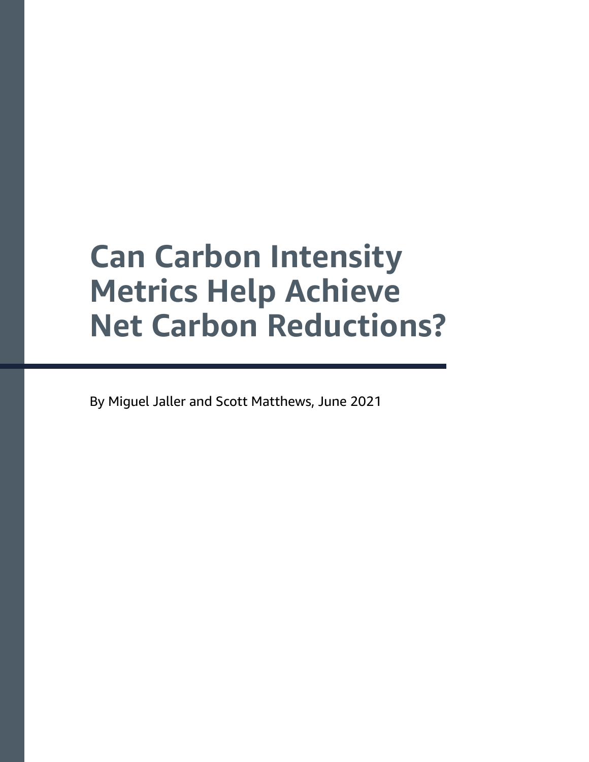# Can Carbon Intensity Metrics Help Achieve Net Carbon Reductions?

By Miguel Jaller and Scott Matthews, June 2021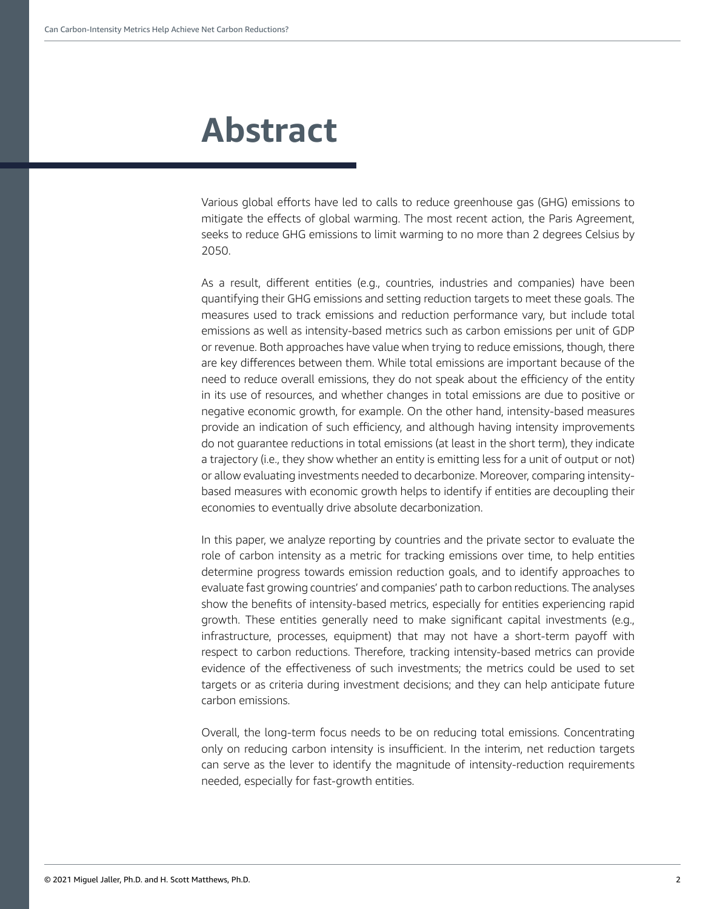# Abstract

Various global efforts have led to calls to reduce greenhouse gas (GHG) emissions to mitigate the effects of global warming. The most recent action, the Paris Agreement, seeks to reduce GHG emissions to limit warming to no more than 2 degrees Celsius by 2050.

As a result, different entities (e.g., countries, industries and companies) have been quantifying their GHG emissions and setting reduction targets to meet these goals. The measures used to track emissions and reduction performance vary, but include total emissions as well as intensity-based metrics such as carbon emissions per unit of GDP or revenue. Both approaches have value when trying to reduce emissions, though, there are key differences between them. While total emissions are important because of the need to reduce overall emissions, they do not speak about the efficiency of the entity in its use of resources, and whether changes in total emissions are due to positive or negative economic growth, for example. On the other hand, intensity-based measures provide an indication of such efficiency, and although having intensity improvements do not guarantee reductions in total emissions (at least in the short term), they indicate a trajectory (i.e., they show whether an entity is emitting less for a unit of output or not) or allow evaluating investments needed to decarbonize. Moreover, comparing intensity-based measures with economic growth helps to identify if entities are decoupling their economies to eventually drive absolute decarbonization.

In this paper, we analyze reporting by countries and the private sector to evaluate the role of carbon intensity as a metric for tracking emissions over time, to help entities determine progress towards emission reduction goals, and to identify approaches to evaluate fast growing countries' and companies' path to carbon reductions. The analyses show the benefits of intensity-based metrics, especially for entities experiencing rapid growth. These entities generally need to make significant capital investments (e.g., infrastructure, processes, equipment) that may not have a short-term payoff with respect to carbon reductions. Therefore, tracking intensity-based metrics can provide evidence of the effectiveness of such investments; the metrics could be used to set targets or as criteria during investment decisions; and they can help anticipate future carbon emissions.

Overall, the long-term focus needs to be on reducing total emissions. Concentrating only on reducing carbon intensity is insufficient. In the interim, net reduction targets can serve as the lever to identify the magnitude of intensity-reduction requirements needed, especially for fast-growth entities.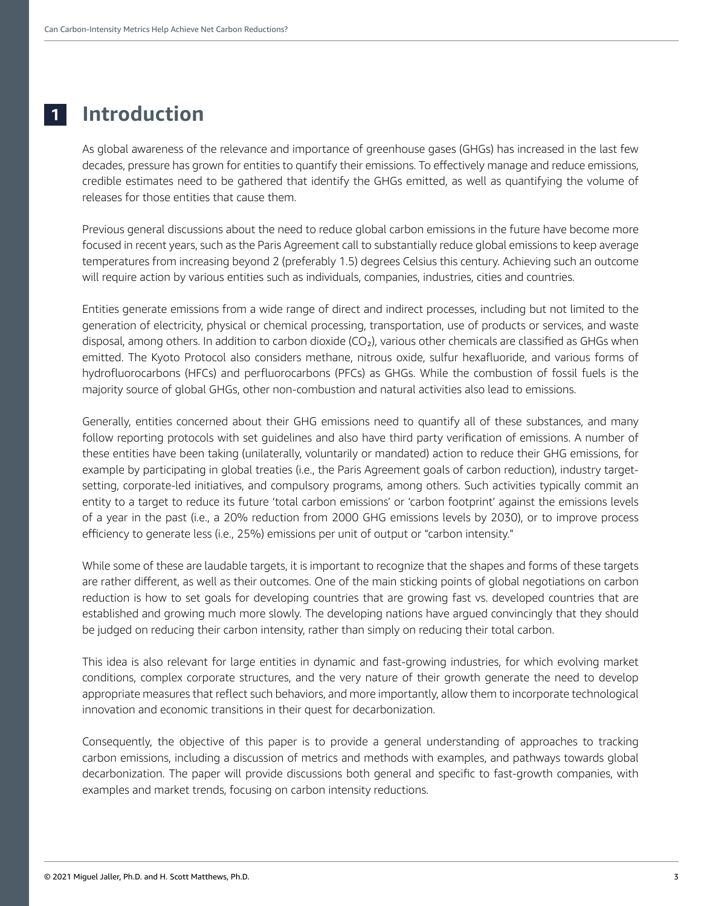# 1 Introduction

As global awareness of the relevance and importance of greenhouse gases (GHGs) has increased in the last few decades, pressure has grown for entities to quantify their emissions. To effectively manage and reduce emissions, credible estimates need to be gathered that identify the GHGs emitted, as well as quantifying the volume of releases for those entities that cause them.

Previous general discussions about the need to reduce global carbon emissions in the future have become more focused in recent years, such as the Paris Agreement call to substantially reduce global emissions to keep average temperatures from increasing beyond 2 (preferably 1.5) degrees Celsius this century. Achieving such an outcome will require action by various entities such as individuals, companies, industries, cities and countries.

Entities generate emissions from a wide range of direct and indirect processes, including but not limited to the generation of electricity, physical or chemical processing, transportation, use of products or services, and waste disposal, among others. In addition to carbon dioxide ($CO_2$), various other chemicals are classified as GHGs when emitted. The Kyoto Protocol also considers methane, nitrous oxide, sulfur hexafluoride, and various forms of hydrofluorocarbons (HFCs) and perfluorocarbons (PFCs) as GHGs. While the combustion of fossil fuels is the majority source of global GHGs, other non-combustion and natural activities also lead to emissions.

Generally, entities concerned about their GHG emissions need to quantify all of these substances, and many follow reporting protocols with set guidelines and also have third party verification of emissions. A number of these entities have been taking (unilaterally, voluntarily or mandated) action to reduce their GHG emissions, for example by participating in global treaties (i.e., the Paris Agreement goals of carbon reduction), industry target-setting, corporate-led initiatives, and compulsory programs, among others. Such activities typically commit an entity to a target to reduce its future 'total carbon emissions' or 'carbon footprint' against the emissions levels of a year in the past (i.e., a 20% reduction from 2000 GHG emissions levels by 2030), or to improve process efficiency to generate less (i.e., 25%) emissions per unit of output or "carbon intensity."

While some of these are laudable targets, it is important to recognize that the shapes and forms of these targets are rather different, as well as their outcomes. One of the main sticking points of global negotiations on carbon reduction is how to set goals for developing countries that are growing fast vs. developed countries that are established and growing much more slowly. The developing nations have argued convincingly that they should be judged on reducing their carbon intensity, rather than simply on reducing their total carbon.

This idea is also relevant for large entities in dynamic and fast-growing industries, for which evolving market conditions, complex corporate structures, and the very nature of their growth generate the need to develop appropriate measures that reflect such behaviors, and more importantly, allow them to incorporate technological innovation and economic transitions in their quest for decarbonization.

Consequently, the objective of this paper is to provide a general understanding of approaches to tracking carbon emissions, including a discussion of metrics and methods with examples, and pathways towards global decarbonization. The paper will provide discussions both general and specific to fast-growth companies, with examples and market trends, focusing on carbon intensity reductions.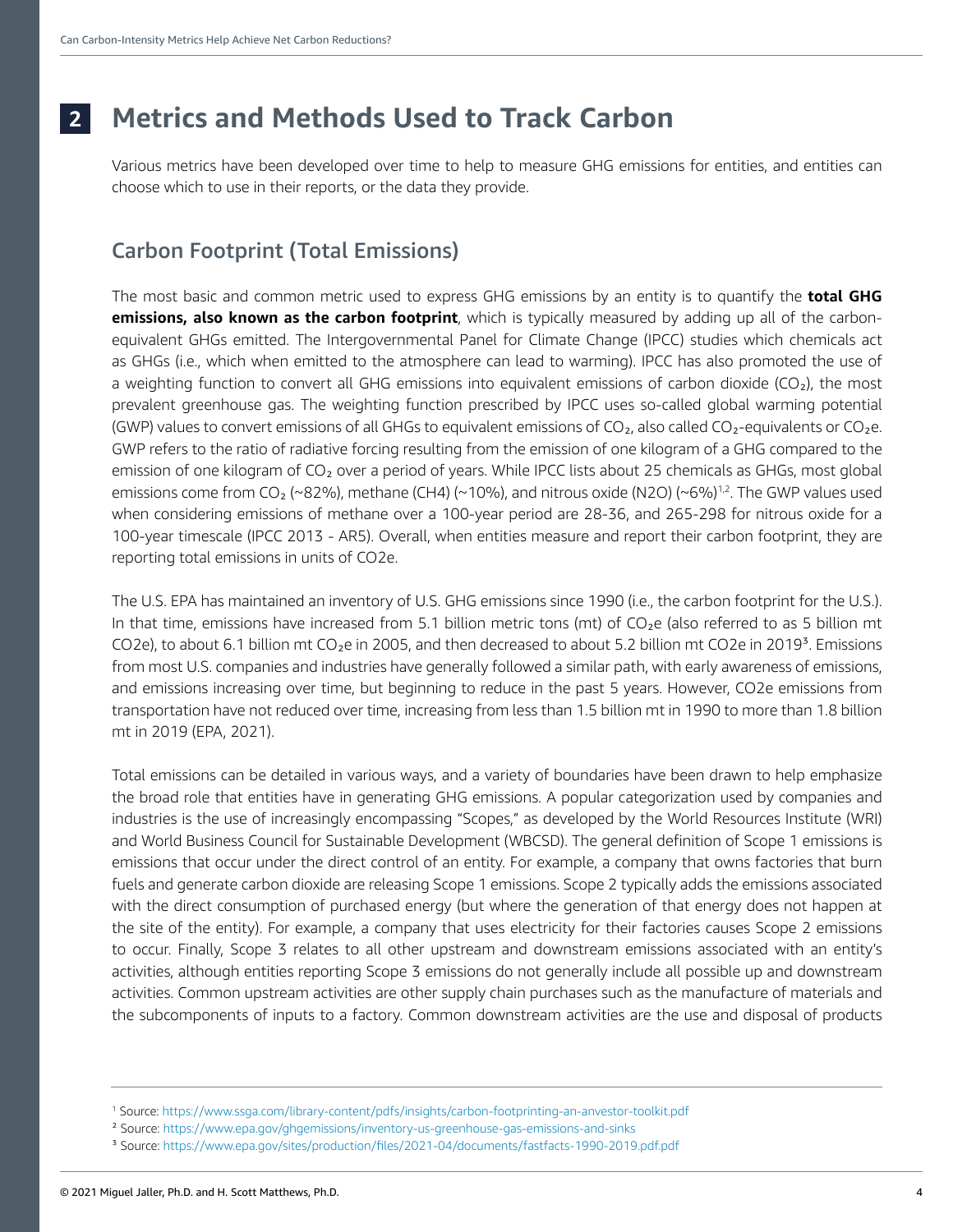# 2 Metrics and Methods Used to Track Carbon

Various metrics have been developed over time to help to measure GHG emissions for entities, and entities can choose which to use in their reports, or the data they provide.

## Carbon Footprint (Total Emissions)

The most basic and common metric used to express GHG emissions by an entity is to quantify the **total GHG emissions, also known as the carbon footprint**, which is typically measured by adding up all of the carbon-equivalent GHGs emitted. The Intergovernmental Panel for Climate Change (IPCC) studies which chemicals act as GHGs (i.e., which when emitted to the atmosphere can lead to warming). IPCC has also promoted the use of a weighting function to convert all GHG emissions into equivalent emissions of carbon dioxide ($CO_2$), the most prevalent greenhouse gas. The weighting function prescribed by IPCC uses so-called global warming potential (GWP) values to convert emissions of all GHGs to equivalent emissions of $CO_2$, also called $CO_2$-equivalents or $CO_2e$. GWP refers to the ratio of radiative forcing resulting from the emission of one kilogram of a GHG compared to the emission of one kilogram of $CO_2$ over a period of years. While IPCC lists about 25 chemicals as GHGs, most global emissions come from $CO_2$ (~82%), methane (CH4) (~10%), and nitrous oxide (N2O) (~6%)[1,2]. The GWP values used when considering emissions of methane over a 100-year period are 28-36, and 265-298 for nitrous oxide for a 100-year timescale (IPCC 2013 - AR5). Overall, when entities measure and report their carbon footprint, they are reporting total emissions in units of CO2e.

The U.S. EPA has maintained an inventory of U.S. GHG emissions since 1990 (i.e., the carbon footprint for the U.S.). In that time, emissions have increased from 5.1 billion metric tons (mt) of $CO_2e$ (also referred to as 5 billion mt CO2e), to about 6.1 billion mt $CO_2e$ in 2005, and then decreased to about 5.2 billion mt CO2e in 2019[3]. Emissions from most U.S. companies and industries have generally followed a similar path, with early awareness of emissions, and emissions increasing over time, but beginning to reduce in the past 5 years. However, CO2e emissions from transportation have not reduced over time, increasing from less than 1.5 billion mt in 1990 to more than 1.8 billion mt in 2019 (EPA, 2021).

Total emissions can be detailed in various ways, and a variety of boundaries have been drawn to help emphasize the broad role that entities have in generating GHG emissions. A popular categorization used by companies and industries is the use of increasingly encompassing "Scopes," as developed by the World Resources Institute (WRI) and World Business Council for Sustainable Development (WBCSD). The general definition of Scope 1 emissions is emissions that occur under the direct control of an entity. For example, a company that owns factories that burn fuels and generate carbon dioxide are releasing Scope 1 emissions. Scope 2 typically adds the emissions associated with the direct consumption of purchased energy (but where the generation of that energy does not happen at the site of the entity). For example, a company that uses electricity for their factories causes Scope 2 emissions to occur. Finally, Scope 3 relates to all other upstream and downstream emissions associated with an entity's activities, although entities reporting Scope 3 emissions do not generally include all possible up and downstream activities. Common upstream activities are other supply chain purchases such as the manufacture of materials and the subcomponents of inputs to a factory. Common downstream activities are the use and disposal of products

---

[1] Source: https://www.ssga.com/library-content/pdfs/insights/carbon-footprinting-an-anvestor-toolkit.pdf

[2] Source: https://www.epa.gov/ghgemissions/inventory-us-greenhouse-gas-emissions-and-sinks

[3] Source: https://www.epa.gov/sites/production/files/2021-04/documents/fastfacts-1990-2019.pdf.pdf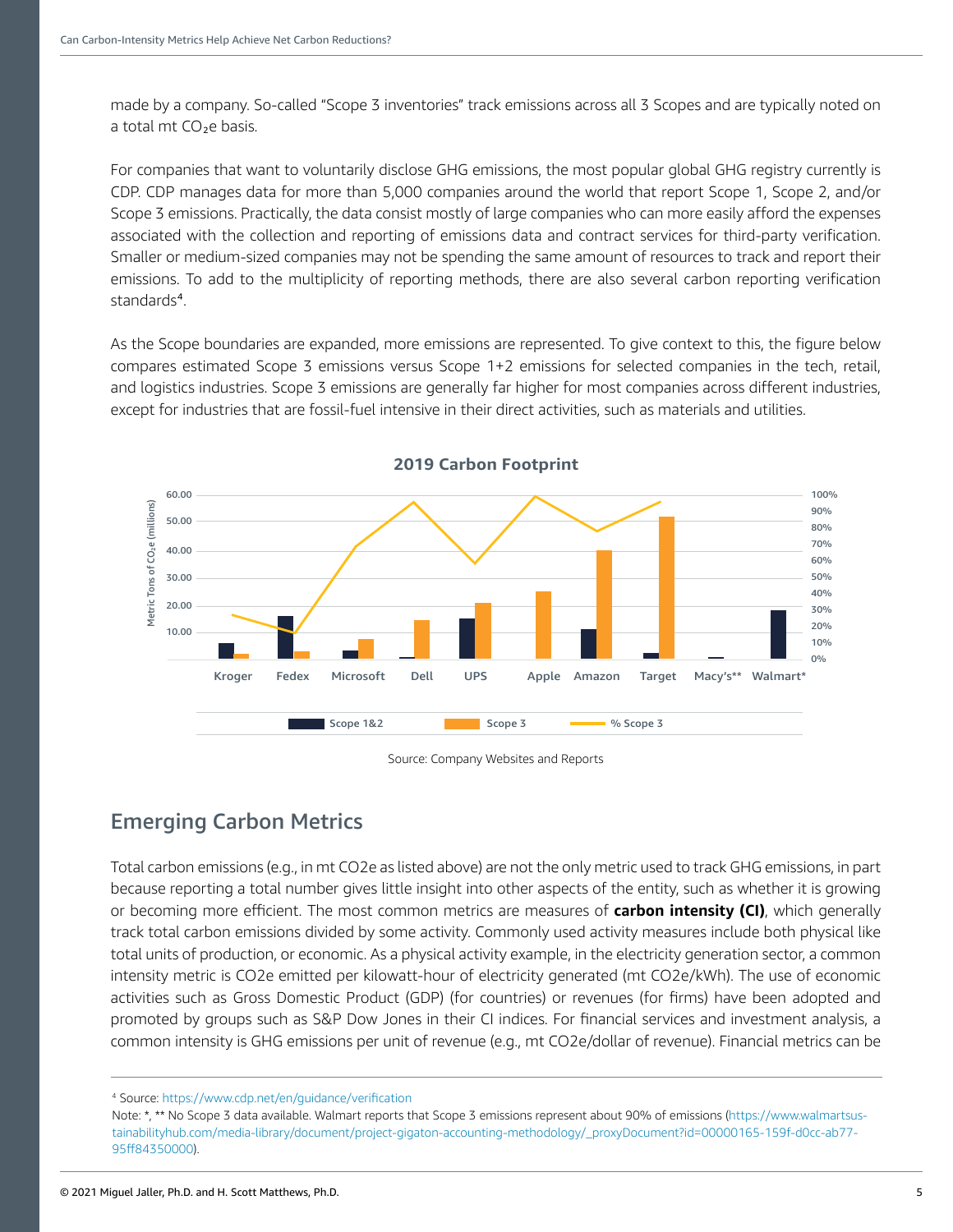made by a company. So-called "Scope 3 inventories" track emissions across all 3 Scopes and are typically noted on a total mt $CO_2$e basis.

For companies that want to voluntarily disclose GHG emissions, the most popular global GHG registry currently is CDP. CDP manages data for more than 5,000 companies around the world that report Scope 1, Scope 2, and/or Scope 3 emissions. Practically, the data consist mostly of large companies who can more easily afford the expenses associated with the collection and reporting of emissions data and contract services for third-party verification. Smaller or medium-sized companies may not be spending the same amount of resources to track and report their emissions. To add to the multiplicity of reporting methods, there are also several carbon reporting verification standards[4].

As the Scope boundaries are expanded, more emissions are represented. To give context to this, the figure below compares estimated Scope 3 emissions versus Scope 1+2 emissions for selected companies in the tech, retail, and logistics industries. Scope 3 emissions are generally far higher for most companies across different industries, except for industries that are fossil-fuel intensive in their direct activities, such as materials and utilities.

**2019 Carbon Footprint**

Metric Tons of $CO_2$e (millions)

60.00
50.00
40.00
30.00
20.00
10.00

100%
90%
80%
70%
60%
50%
40%
30%
20%
10%
0%

Kroger Fedex Microsoft Dell UPS Apple Amazon Target Macy's** Walmart*

Scope 1&2 Scope 3 % Scope 3

Source: Company Websites and Reports

## Emerging Carbon Metrics

Total carbon emissions (e.g., in mt CO2e as listed above) are not the only metric used to track GHG emissions, in part because reporting a total number gives little insight into other aspects of the entity, such as whether it is growing or becoming more efficient. The most common metrics are measures of **carbon intensity (CI)**, which generally track total carbon emissions divided by some activity. Commonly used activity measures include both physical like total units of production, or economic. As a physical activity example, in the electricity generation sector, a common intensity metric is CO2e emitted per kilowatt-hour of electricity generated (mt CO2e/kWh). The use of economic activities such as Gross Domestic Product (GDP) (for countries) or revenues (for firms) have been adopted and promoted by groups such as S&P Dow Jones in their CI indices. For financial services and investment analysis, a common intensity is GHG emissions per unit of revenue (e.g., mt CO2e/dollar of revenue). Financial metrics can be

---

[4] Source: https://www.cdp.net/en/guidance/verification

Note: *, ** No Scope 3 data available. Walmart reports that Scope 3 emissions represent about 90% of emissions (https://www.walmartsustainabilityhub.com/media-library/document/project-gigaton-accounting-methodology/_proxyDocument?id=00000165-159f-d0cc-ab77-95ff84350000).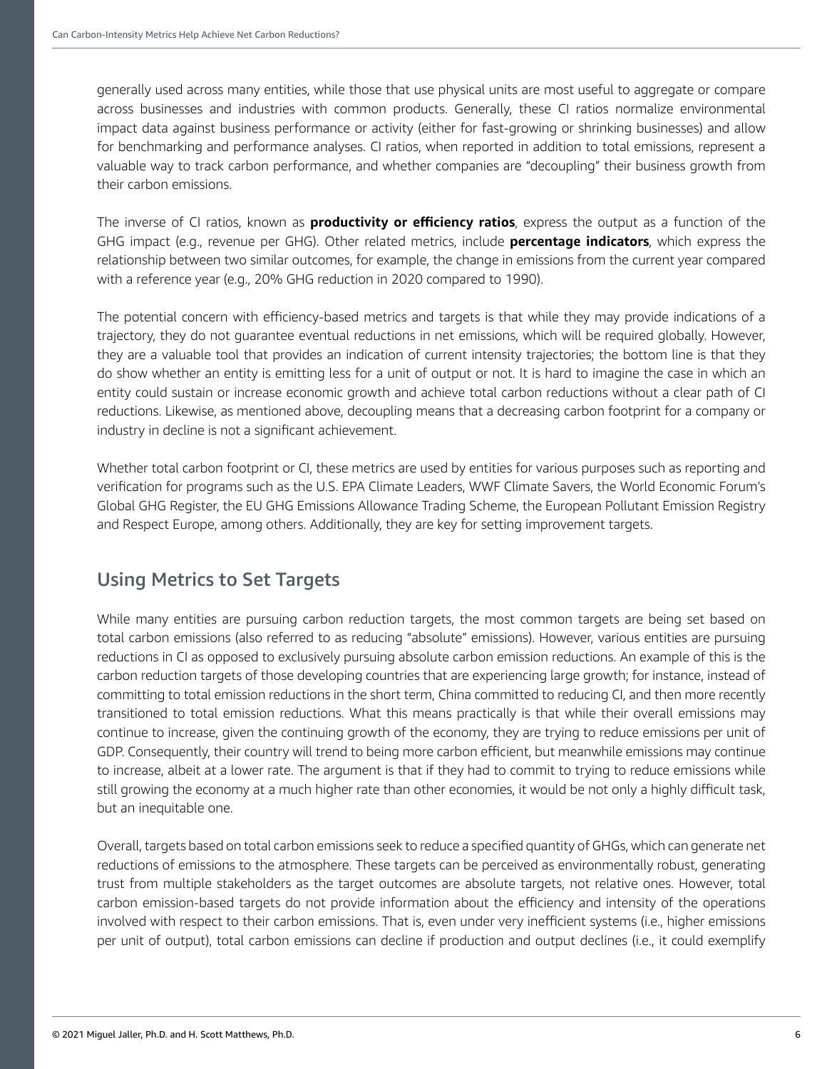generally used across many entities, while those that use physical units are most useful to aggregate or compare across businesses and industries with common products. Generally, these CI ratios normalize environmental impact data against business performance or activity (either for fast-growing or shrinking businesses) and allow for benchmarking and performance analyses. CI ratios, when reported in addition to total emissions, represent a valuable way to track carbon performance, and whether companies are "decoupling" their business growth from their carbon emissions.

The inverse of CI ratios, known as **productivity or efficiency ratios**, express the output as a function of the GHG impact (e.g., revenue per GHG). Other related metrics, include **percentage indicators**, which express the relationship between two similar outcomes, for example, the change in emissions from the current year compared with a reference year (e.g., 20% GHG reduction in 2020 compared to 1990).

The potential concern with efficiency-based metrics and targets is that while they may provide indications of a trajectory, they do not guarantee eventual reductions in net emissions, which will be required globally. However, they are a valuable tool that provides an indication of current intensity trajectories; the bottom line is that they do show whether an entity is emitting less for a unit of output or not. It is hard to imagine the case in which an entity could sustain or increase economic growth and achieve total carbon reductions without a clear path of CI reductions. Likewise, as mentioned above, decoupling means that a decreasing carbon footprint for a company or industry in decline is not a significant achievement.

Whether total carbon footprint or CI, these metrics are used by entities for various purposes such as reporting and verification for programs such as the U.S. EPA Climate Leaders, WWF Climate Savers, the World Economic Forum's Global GHG Register, the EU GHG Emissions Allowance Trading Scheme, the European Pollutant Emission Registry and Respect Europe, among others. Additionally, they are key for setting improvement targets.

## Using Metrics to Set Targets

While many entities are pursuing carbon reduction targets, the most common targets are being set based on total carbon emissions (also referred to as reducing "absolute" emissions). However, various entities are pursuing reductions in CI as opposed to exclusively pursuing absolute carbon emission reductions. An example of this is the carbon reduction targets of those developing countries that are experiencing large growth; for instance, instead of committing to total emission reductions in the short term, China committed to reducing CI, and then more recently transitioned to total emission reductions. What this means practically is that while their overall emissions may continue to increase, given the continuing growth of the economy, they are trying to reduce emissions per unit of GDP. Consequently, their country will trend to being more carbon efficient, but meanwhile emissions may continue to increase, albeit at a lower rate. The argument is that if they had to commit to trying to reduce emissions while still growing the economy at a much higher rate than other economies, it would be not only a highly difficult task, but an inequitable one.

Overall, targets based on total carbon emissions seek to reduce a specified quantity of GHGs, which can generate net reductions of emissions to the atmosphere. These targets can be perceived as environmentally robust, generating trust from multiple stakeholders as the target outcomes are absolute targets, not relative ones. However, total carbon emission-based targets do not provide information about the efficiency and intensity of the operations involved with respect to their carbon emissions. That is, even under very inefficient systems (i.e., higher emissions per unit of output), total carbon emissions can decline if production and output declines (i.e., it could exemplify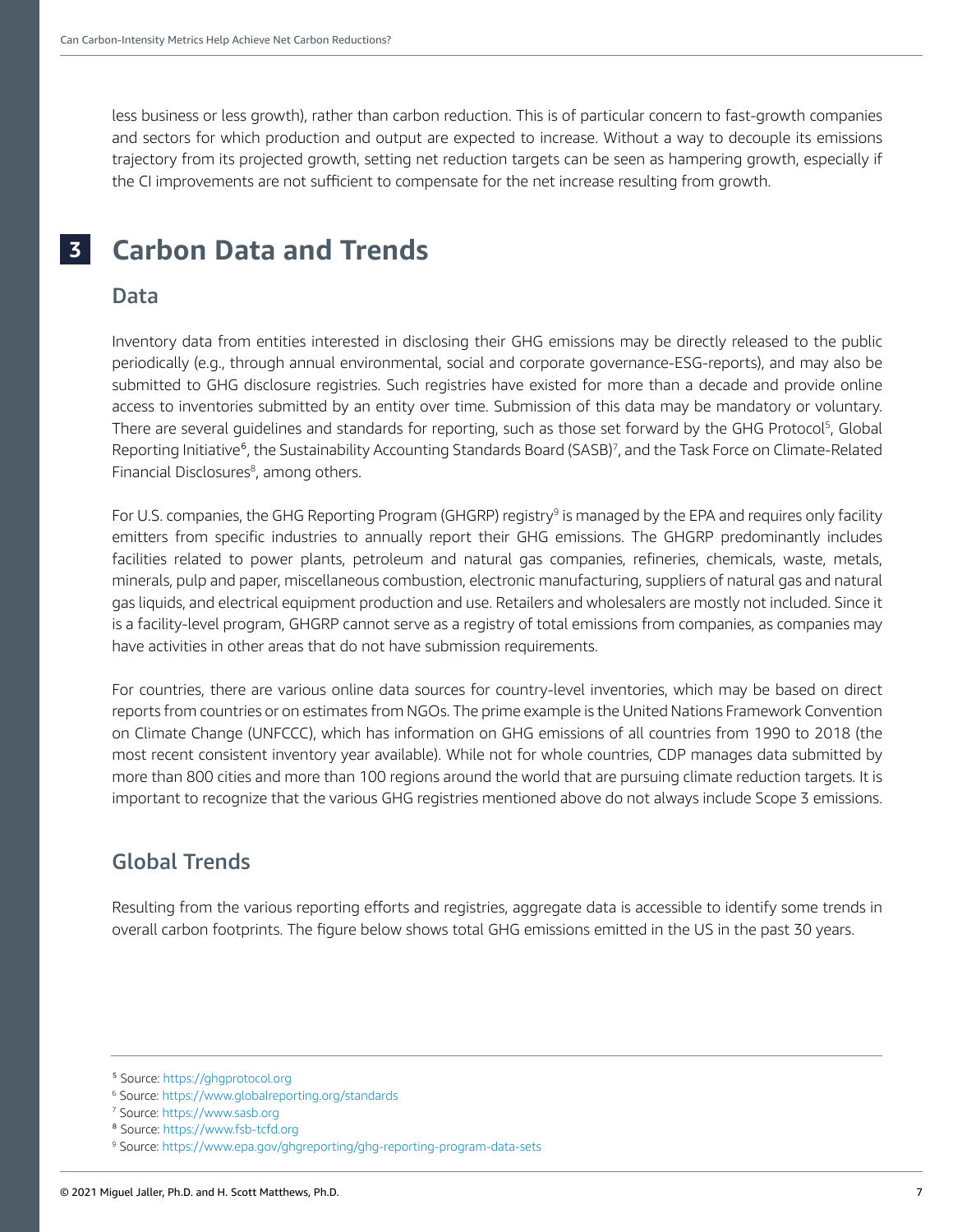less business or less growth), rather than carbon reduction. This is of particular concern to fast-growth companies and sectors for which production and output are expected to increase. Without a way to decouple its emissions trajectory from its projected growth, setting net reduction targets can be seen as hampering growth, especially if the CI improvements are not sufficient to compensate for the net increase resulting from growth.

# 3 Carbon Data and Trends

## Data

Inventory data from entities interested in disclosing their GHG emissions may be directly released to the public periodically (e.g., through annual environmental, social and corporate governance-ESG-reports), and may also be submitted to GHG disclosure registries. Such registries have existed for more than a decade and provide online access to inventories submitted by an entity over time. Submission of this data may be mandatory or voluntary. There are several guidelines and standards for reporting, such as those set forward by the GHG Protocol[5], Global Reporting Initiative[6], the Sustainability Accounting Standards Board (SASB)[7], and the Task Force on Climate-Related Financial Disclosures[8], among others.

For U.S. companies, the GHG Reporting Program (GHGRP) registry[9] is managed by the EPA and requires only facility emitters from specific industries to annually report their GHG emissions. The GHGRP predominantly includes facilities related to power plants, petroleum and natural gas companies, refineries, chemicals, waste, metals, minerals, pulp and paper, miscellaneous combustion, electronic manufacturing, suppliers of natural gas and natural gas liquids, and electrical equipment production and use. Retailers and wholesalers are mostly not included. Since it is a facility-level program, GHGRP cannot serve as a registry of total emissions from companies, as companies may have activities in other areas that do not have submission requirements.

For countries, there are various online data sources for country-level inventories, which may be based on direct reports from countries or on estimates from NGOs. The prime example is the United Nations Framework Convention on Climate Change (UNFCCC), which has information on GHG emissions of all countries from 1990 to 2018 (the most recent consistent inventory year available). While not for whole countries, CDP manages data submitted by more than 800 cities and more than 100 regions around the world that are pursuing climate reduction targets. It is important to recognize that the various GHG registries mentioned above do not always include Scope 3 emissions.

## Global Trends

Resulting from the various reporting efforts and registries, aggregate data is accessible to identify some trends in overall carbon footprints. The figure below shows total GHG emissions emitted in the US in the past 30 years.

---

[5] Source: https://ghgprotocol.org

[6] Source: https://www.globalreporting.org/standards

[7] Source: https://www.sasb.org

[8] Source: https://www.fsb-tcfd.org

[9] Source: https://www.epa.gov/ghgreporting/ghg-reporting-program-data-sets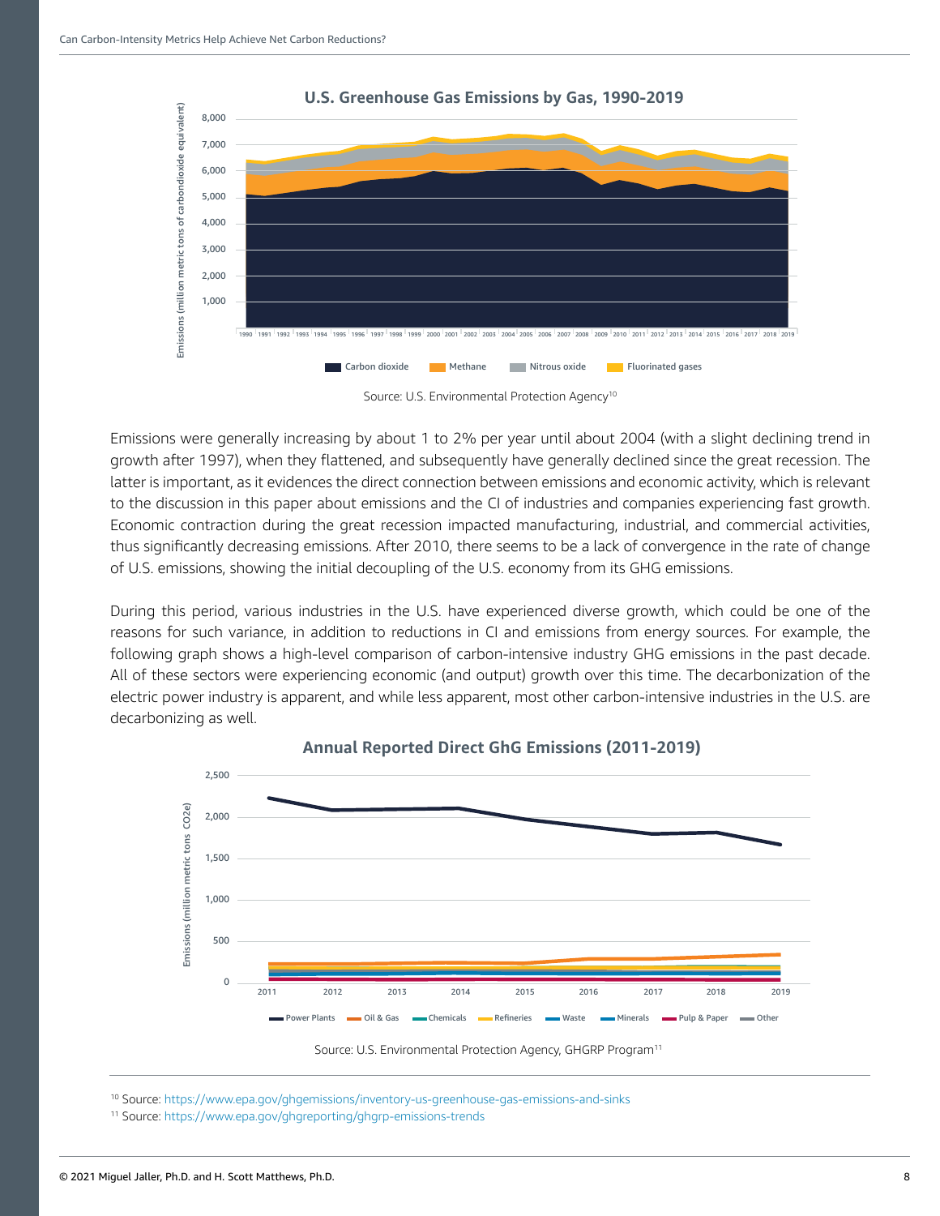**U.S. Greenhouse Gas Emissions by Gas, 1990-2019**

Source: U.S. Environmental Protection Agency[10]

Emissions were generally increasing by about 1 to 2% per year until about 2004 (with a slight declining trend in growth after 1997), when they flattened, and subsequently have generally declined since the great recession. The latter is important, as it evidences the direct connection between emissions and economic activity, which is relevant to the discussion in this paper about emissions and the CI of industries and companies experiencing fast growth. Economic contraction during the great recession impacted manufacturing, industrial, and commercial activities, thus significantly decreasing emissions. After 2010, there seems to be a lack of convergence in the rate of change of U.S. emissions, showing the initial decoupling of the U.S. economy from its GHG emissions.

During this period, various industries in the U.S. have experienced diverse growth, which could be one of the reasons for such variance, in addition to reductions in CI and emissions from energy sources. For example, the following graph shows a high-level comparison of carbon-intensive industry GHG emissions in the past decade. All of these sectors were experiencing economic (and output) growth over this time. The decarbonization of the electric power industry is apparent, and while less apparent, most other carbon-intensive industries in the U.S. are decarbonizing as well.

**Annual Reported Direct GhG Emissions (2011-2019)**

Source: U.S. Environmental Protection Agency, GHGRP Program[11]

---

[10] Source: https://www.epa.gov/ghgemissions/inventory-us-greenhouse-gas-emissions-and-sinks

[11] Source: https://www.epa.gov/ghgreporting/ghgrp-emissions-trends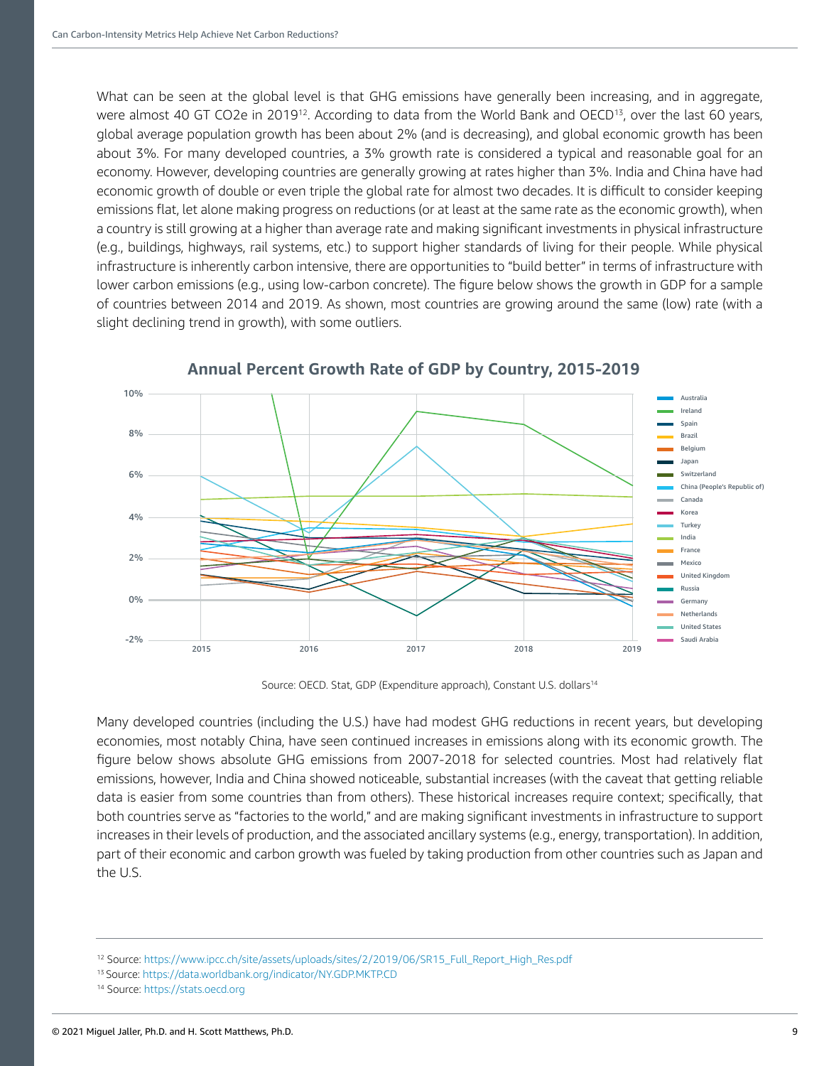What can be seen at the global level is that GHG emissions have generally been increasing, and in aggregate, were almost 40 GT CO2e in 2019[12]. According to data from the World Bank and OECD[13], over the last 60 years, global average population growth has been about 2% (and is decreasing), and global economic growth has been about 3%. For many developed countries, a 3% growth rate is considered a typical and reasonable goal for an economy. However, developing countries are generally growing at rates higher than 3%. India and China have had economic growth of double or even triple the global rate for almost two decades. It is difficult to consider keeping emissions flat, let alone making progress on reductions (or at least at the same rate as the economic growth), when a country is still growing at a higher than average rate and making significant investments in physical infrastructure (e.g., buildings, highways, rail systems, etc.) to support higher standards of living for their people. While physical infrastructure is inherently carbon intensive, there are opportunities to "build better" in terms of infrastructure with lower carbon emissions (e.g., using low-carbon concrete). The figure below shows the growth in GDP for a sample of countries between 2014 and 2019. As shown, most countries are growing around the same (low) rate (with a slight declining trend in growth), with some outliers.

**Annual Percent Growth Rate of GDP by Country, 2015-2019**

10%
8%
6%
4%
2%
0%
-2%

2015
2016
2017
2018
2019

Australia
Ireland
Spain
Brazil
Belgium
Japan
Switzerland
China (People's Republic of)
Canada
Korea
Turkey
India
France
Mexico
United Kingdom
Russia
Germany
Netherlands
United States
Saudi Arabia

Source: OECD. Stat, GDP (Expenditure approach), Constant U.S. dollars[14]

Many developed countries (including the U.S.) have had modest GHG reductions in recent years, but developing economies, most notably China, have seen continued increases in emissions along with its economic growth. The figure below shows absolute GHG emissions from 2007-2018 for selected countries. Most had relatively flat emissions, however, India and China showed noticeable, substantial increases (with the caveat that getting reliable data is easier from some countries than from others). These historical increases require context; specifically, that both countries serve as "factories to the world," and are making significant investments in infrastructure to support increases in their levels of production, and the associated ancillary systems (e.g., energy, transportation). In addition, part of their economic and carbon growth was fueled by taking production from other countries such as Japan and the U.S.

---

[12] Source: https://www.ipcc.ch/site/assets/uploads/sites/2/2019/06/SR15_Full_Report_High_Res.pdf

[13] Source: https://data.worldbank.org/indicator/NY.GDP.MKTP.CD

[14] Source: https://stats.oecd.org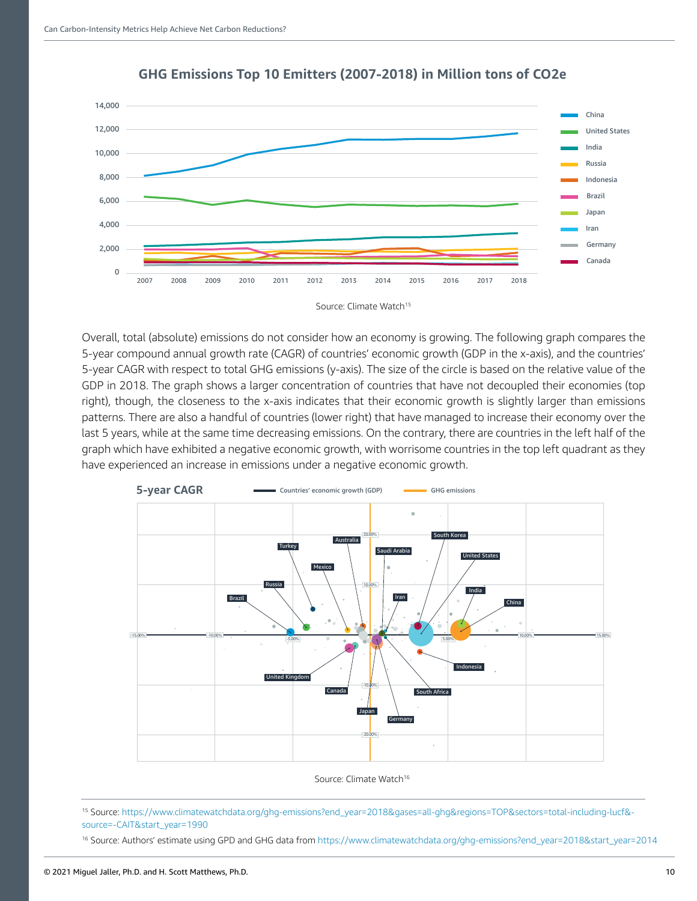**GHG Emissions Top 10 Emitters (2007-2018) in Million tons of CO2e**

14,000
12,000
10,000
8,000
6,000
4,000
2,000
0

2007 2008 2009 2010 2011 2012 2013 2014 2015 2016 2017 2018

China
United States
India
Russia
Indonesia
Brazil
Japan
Iran
Germany
Canada

Source: Climate Watch[15]

Overall, total (absolute) emissions do not consider how an economy is growing. The following graph compares the 5-year compound annual growth rate (CAGR) of countries' economic growth (GDP in the x-axis), and the countries' 5-year CAGR with respect to total GHG emissions (y-axis). The size of the circle is based on the relative value of the GDP in 2018. The graph shows a larger concentration of countries that have not decoupled their economies (top right), though, the closeness to the x-axis indicates that their economic growth is slightly larger than emissions patterns. There are also a handful of countries (lower right) that have managed to increase their economy over the last 5 years, while at the same time decreasing emissions. On the contrary, there are countries in the left half of the graph which have exhibited a negative economic growth, with worrisome countries in the top left quadrant as they have experienced an increase in emissions under a negative economic growth.

**5-year CAGR**

Countries' economic growth (GDP)
GHG emissions

20.00%
10.00%
-10.00%
-20.00%
-15.00%
-10.00%
-5.00%
5.00%
10.00%
15.00%

Turkey
Australia
Saudi Arabia
South Korea
United States
Mexico
Russia
Iran
India
China
Brazil
Indonesia
United Kingdom
Canada
South Africa
Japan
Germany

Source: Climate Watch[16]

---

[15] Source: https://www.climatewatchdata.org/ghg-emissions?end_year=2018&gases=all-ghg&regions=TOP&sectors=total-including-lucf&-source=-CAIT&start_year=1990

[16] Source: Authors' estimate using GPD and GHG data from https://www.climatewatchdata.org/ghg-emissions?end_year=2018&start_year=2014

© 2021 Miguel Jaller, Ph.D. and H. Scott Matthews, Ph.D.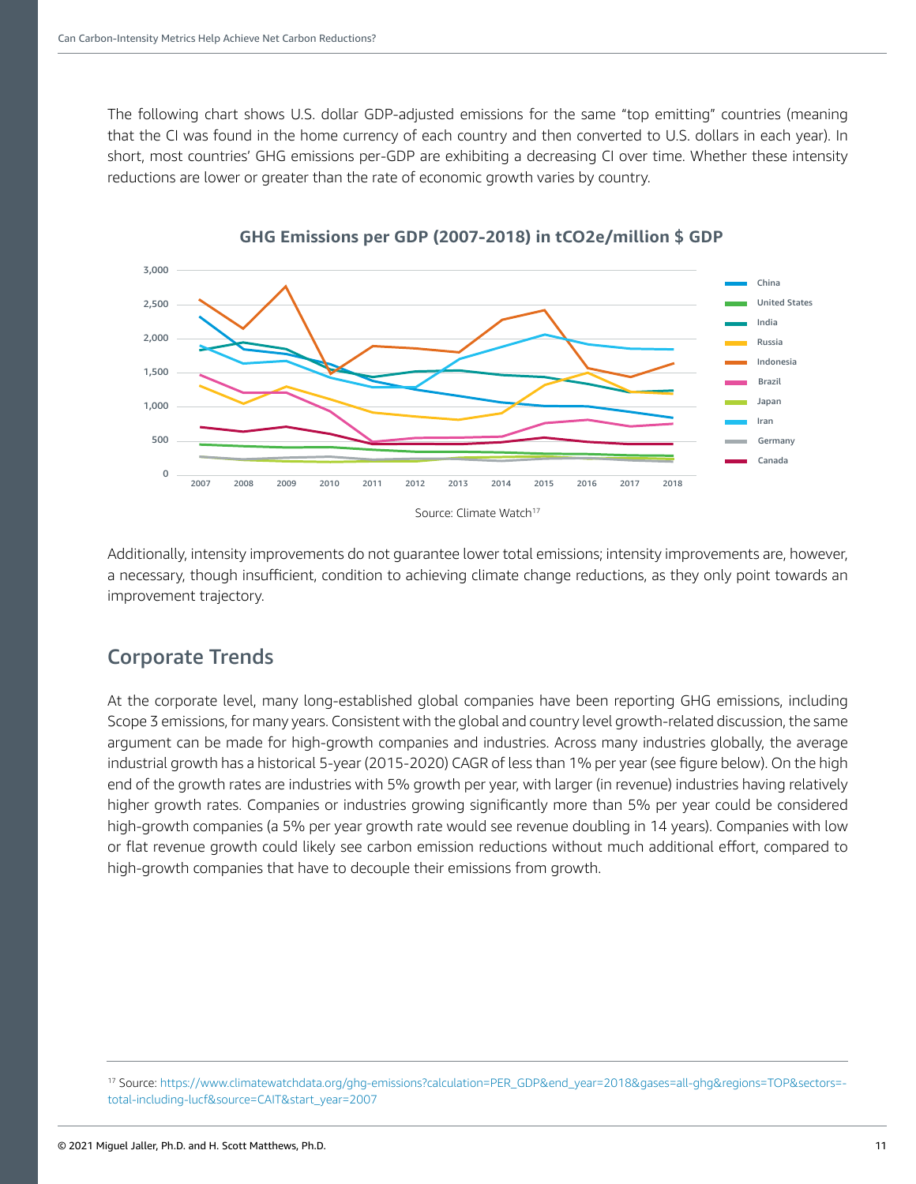The following chart shows U.S. dollar GDP-adjusted emissions for the same "top emitting" countries (meaning that the CI was found in the home currency of each country and then converted to U.S. dollars in each year). In short, most countries' GHG emissions per-GDP are exhibiting a decreasing CI over time. Whether these intensity reductions are lower or greater than the rate of economic growth varies by country.

**GHG Emissions per GDP (2007-2018) in tCO2e/million $ GDP**

3,000
2,500
2,000
1,500
1,000
500
0

2007 2008 2009 2010 2011 2012 2013 2014 2015 2016 2017 2018

China
United States
India
Russia
Indonesia
Brazil
Japan
Iran
Germany
Canada

Source: Climate Watch[17]

Additionally, intensity improvements do not guarantee lower total emissions; intensity improvements are, however, a necessary, though insufficient, condition to achieving climate change reductions, as they only point towards an improvement trajectory.

## Corporate Trends

At the corporate level, many long-established global companies have been reporting GHG emissions, including Scope 3 emissions, for many years. Consistent with the global and country level growth-related discussion, the same argument can be made for high-growth companies and industries. Across many industries globally, the average industrial growth has a historical 5-year (2015-2020) CAGR of less than 1% per year (see figure below). On the high end of the growth rates are industries with 5% growth per year, with larger (in revenue) industries having relatively higher growth rates. Companies or industries growing significantly more than 5% per year could be considered high-growth companies (a 5% per year growth rate would see revenue doubling in 14 years). Companies with low or flat revenue growth could likely see carbon emission reductions without much additional effort, compared to high-growth companies that have to decouple their emissions from growth.

[17] Source: https://www.climatewatchdata.org/ghg-emissions?calculation=PER_GDP&end_year=2018&gases=all-ghg&regions=TOP&sectors=-total-including-lucf&source=CAIT&start_year=2007

© 2021 Miguel Jaller, Ph.D. and H. Scott Matthews, Ph.D.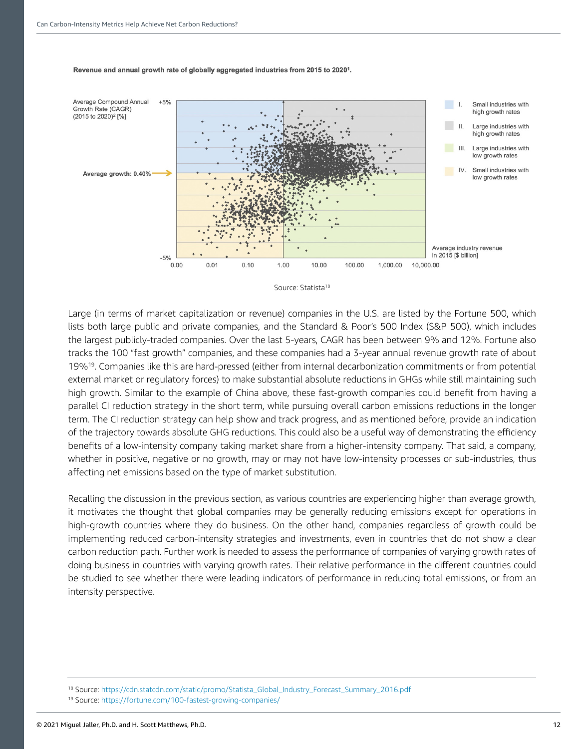**Revenue and annual growth rate of globally aggregated industries from 2015 to 2020[1].**

Average Compound Annual Growth Rate (CAGR) (2015 to 2020)[2] [%]

+5%

Average growth: 0.40%

-5%

0.00 0.01 0.10 1.00 10.00 100.00 1,000.00 10,000.00

Average industry revenue in 2015 [$ billion]

I. Small industries with high growth rates

II. Large industries with high growth rates

III. Large industries with low growth rates

IV. Small industries with low growth rates

Source: Statista[18]

Large (in terms of market capitalization or revenue) companies in the U.S. are listed by the Fortune 500, which lists both large public and private companies, and the Standard & Poor's 500 Index (S&P 500), which includes the largest publicly-traded companies. Over the last 5-years, CAGR has been between 9% and 12%. Fortune also tracks the 100 "fast growth" companies, and these companies had a 3-year annual revenue growth rate of about 19%[19]. Companies like this are hard-pressed (either from internal decarbonization commitments or from potential external market or regulatory forces) to make substantial absolute reductions in GHGs while still maintaining such high growth. Similar to the example of China above, these fast-growth companies could benefit from having a parallel CI reduction strategy in the short term, while pursuing overall carbon emissions reductions in the longer term. The CI reduction strategy can help show and track progress, and as mentioned before, provide an indication of the trajectory towards absolute GHG reductions. This could also be a useful way of demonstrating the efficiency benefits of a low-intensity company taking market share from a higher-intensity company. That said, a company, whether in positive, negative or no growth, may or may not have low-intensity processes or sub-industries, thus affecting net emissions based on the type of market substitution.

Recalling the discussion in the previous section, as various countries are experiencing higher than average growth, it motivates the thought that global companies may be generally reducing emissions except for operations in high-growth countries where they do business. On the other hand, companies regardless of growth could be implementing reduced carbon-intensity strategies and investments, even in countries that do not show a clear carbon reduction path. Further work is needed to assess the performance of companies of varying growth rates of doing business in countries with varying growth rates. Their relative performance in the different countries could be studied to see whether there were leading indicators of performance in reducing total emissions, or from an intensity perspective.

---

[18] Source: https://cdn.statcdn.com/static/promo/Statista_Global_Industry_Forecast_Summary_2016.pdf

[19] Source: https://fortune.com/100-fastest-growing-companies/

© 2021 Miguel Jaller, Ph.D. and H. Scott Matthews, Ph.D.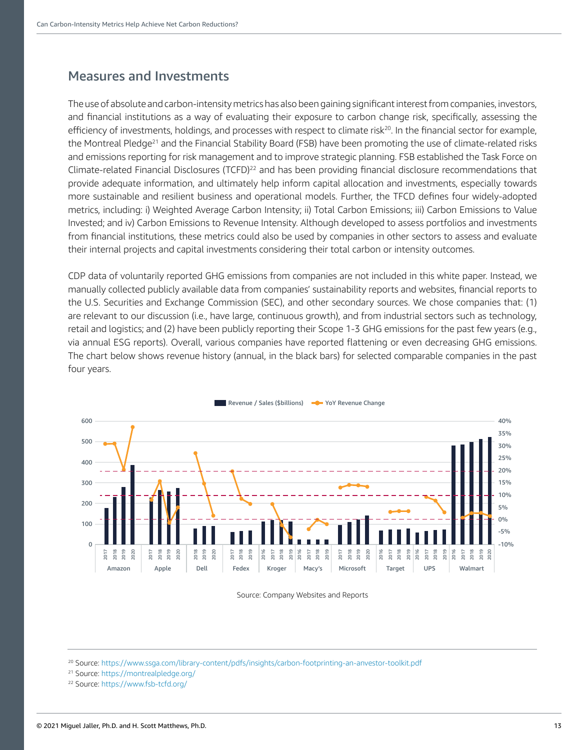## Measures and Investments

The use of absolute and carbon-intensity metrics has also been gaining significant interest from companies, investors, and financial institutions as a way of evaluating their exposure to carbon change risk, specifically, assessing the efficiency of investments, holdings, and processes with respect to climate risk[20]. In the financial sector for example, the Montreal Pledge[21] and the Financial Stability Board (FSB) have been promoting the use of climate-related risks and emissions reporting for risk management and to improve strategic planning. FSB established the Task Force on Climate-related Financial Disclosures (TCFD)[22] and has been providing financial disclosure recommendations that provide adequate information, and ultimately help inform capital allocation and investments, especially towards more sustainable and resilient business and operational models. Further, the TFCD defines four widely-adopted metrics, including: i) Weighted Average Carbon Intensity; ii) Total Carbon Emissions; iii) Carbon Emissions to Value Invested; and iv) Carbon Emissions to Revenue Intensity. Although developed to assess portfolios and investments from financial institutions, these metrics could also be used by companies in other sectors to assess and evaluate their internal projects and capital investments considering their total carbon or intensity outcomes.

CDP data of voluntarily reported GHG emissions from companies are not included in this white paper. Instead, we manually collected publicly available data from companies' sustainability reports and websites, financial reports to the U.S. Securities and Exchange Commission (SEC), and other secondary sources. We chose companies that: (1) are relevant to our discussion (i.e., have large, continuous growth), and from industrial sectors such as technology, retail and logistics; and (2) have been publicly reporting their Scope 1-3 GHG emissions for the past few years (e.g., via annual ESG reports). Overall, various companies have reported flattening or even decreasing GHG emissions. The chart below shows revenue history (annual, in the black bars) for selected comparable companies in the past four years.

Revenue / Sales ($billions)
YoY Revenue Change

0
100
200
300
400
500
600

-10%
-5%
0%
5%
10%
15%
20%
25%
30%
35%
40%

Amazon: 2017 2018 2019 2020
Apple: 2017 2018 2019 2020
Dell: 2018 2019 2020
Fedex: 2017 2018 2019
Kroger: 2016 2017 2018 2019
Macy's: 2016 2017 2018 2019
Microsoft: 2017 2018 2019 2020
Target: 2016 2017 2018 2019
UPS: 2016 2017 2018 2019
Walmart: 2016 2017 2018 2019 2020

Source: Company Websites and Reports

---

[20] Source: https://www.ssga.com/library-content/pdfs/insights/carbon-footprinting-an-anvestor-toolkit.pdf

[21] Source: https://montrealpledge.org/

[22] Source: https://www.fsb-tcfd.org/

© 2021 Miguel Jaller, Ph.D. and H. Scott Matthews, Ph.D.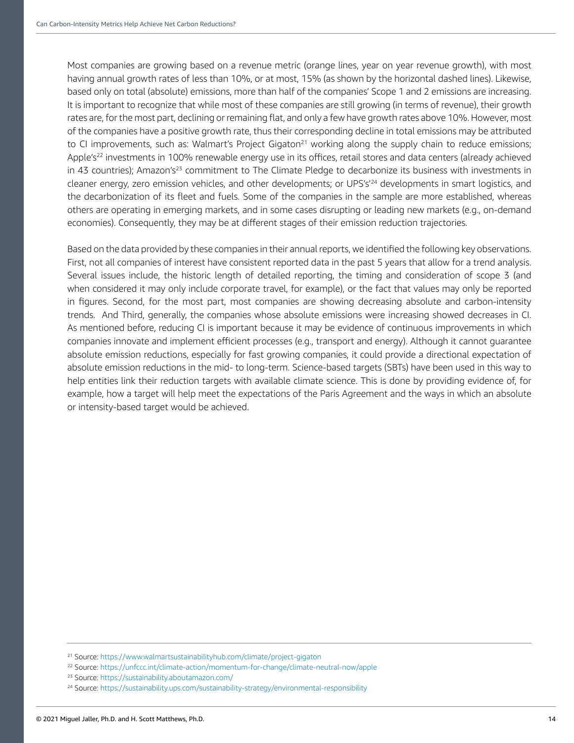Most companies are growing based on a revenue metric (orange lines, year on year revenue growth), with most having annual growth rates of less than 10%, or at most, 15% (as shown by the horizontal dashed lines). Likewise, based only on total (absolute) emissions, more than half of the companies' Scope 1 and 2 emissions are increasing. It is important to recognize that while most of these companies are still growing (in terms of revenue), their growth rates are, for the most part, declining or remaining flat, and only a few have growth rates above 10%. However, most of the companies have a positive growth rate, thus their corresponding decline in total emissions may be attributed to CI improvements, such as: Walmart's Project Gigaton[21] working along the supply chain to reduce emissions; Apple's[22] investments in 100% renewable energy use in its offices, retail stores and data centers (already achieved in 43 countries); Amazon's[23] commitment to The Climate Pledge to decarbonize its business with investments in cleaner energy, zero emission vehicles, and other developments; or UPS's'[24] developments in smart logistics, and the decarbonization of its fleet and fuels. Some of the companies in the sample are more established, whereas others are operating in emerging markets, and in some cases disrupting or leading new markets (e.g., on-demand economies). Consequently, they may be at different stages of their emission reduction trajectories.

Based on the data provided by these companies in their annual reports, we identified the following key observations. First, not all companies of interest have consistent reported data in the past 5 years that allow for a trend analysis. Several issues include, the historic length of detailed reporting, the timing and consideration of scope 3 (and when considered it may only include corporate travel, for example), or the fact that values may only be reported in figures. Second, for the most part, most companies are showing decreasing absolute and carbon-intensity trends. And Third, generally, the companies whose absolute emissions were increasing showed decreases in CI. As mentioned before, reducing CI is important because it may be evidence of continuous improvements in which companies innovate and implement efficient processes (e.g., transport and energy). Although it cannot guarantee absolute emission reductions, especially for fast growing companies, it could provide a directional expectation of absolute emission reductions in the mid- to long-term. Science-based targets (SBTs) have been used in this way to help entities link their reduction targets with available climate science. This is done by providing evidence of, for example, how a target will help meet the expectations of the Paris Agreement and the ways in which an absolute or intensity-based target would be achieved.

---

[21] Source: https://www.walmartsustainabilityhub.com/climate/project-gigaton

[22] Source: https://unfccc.int/climate-action/momentum-for-change/climate-neutral-now/apple

[23] Source: https://sustainability.aboutamazon.com/

[24] Source: https://sustainability.ups.com/sustainability-strategy/environmental-responsibility

© 2021 Miguel Jaller, Ph.D. and H. Scott Matthews, Ph.D.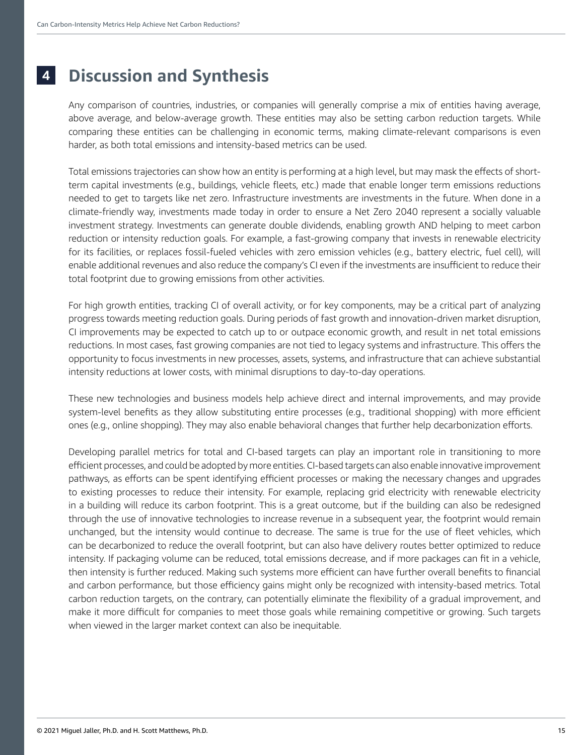# 4 Discussion and Synthesis

Any comparison of countries, industries, or companies will generally comprise a mix of entities having average, above average, and below-average growth. These entities may also be setting carbon reduction targets. While comparing these entities can be challenging in economic terms, making climate-relevant comparisons is even harder, as both total emissions and intensity-based metrics can be used.

Total emissions trajectories can show how an entity is performing at a high level, but may mask the effects of short-term capital investments (e.g., buildings, vehicle fleets, etc.) made that enable longer term emissions reductions needed to get to targets like net zero. Infrastructure investments are investments in the future. When done in a climate-friendly way, investments made today in order to ensure a Net Zero 2040 represent a socially valuable investment strategy. Investments can generate double dividends, enabling growth AND helping to meet carbon reduction or intensity reduction goals. For example, a fast-growing company that invests in renewable electricity for its facilities, or replaces fossil-fueled vehicles with zero emission vehicles (e.g., battery electric, fuel cell), will enable additional revenues and also reduce the company's CI even if the investments are insufficient to reduce their total footprint due to growing emissions from other activities.

For high growth entities, tracking CI of overall activity, or for key components, may be a critical part of analyzing progress towards meeting reduction goals. During periods of fast growth and innovation-driven market disruption, CI improvements may be expected to catch up to or outpace economic growth, and result in net total emissions reductions. In most cases, fast growing companies are not tied to legacy systems and infrastructure. This offers the opportunity to focus investments in new processes, assets, systems, and infrastructure that can achieve substantial intensity reductions at lower costs, with minimal disruptions to day-to-day operations.

These new technologies and business models help achieve direct and internal improvements, and may provide system-level benefits as they allow substituting entire processes (e.g., traditional shopping) with more efficient ones (e.g., online shopping). They may also enable behavioral changes that further help decarbonization efforts.

Developing parallel metrics for total and CI-based targets can play an important role in transitioning to more efficient processes, and could be adopted by more entities. CI-based targets can also enable innovative improvement pathways, as efforts can be spent identifying efficient processes or making the necessary changes and upgrades to existing processes to reduce their intensity. For example, replacing grid electricity with renewable electricity in a building will reduce its carbon footprint. This is a great outcome, but if the building can also be redesigned through the use of innovative technologies to increase revenue in a subsequent year, the footprint would remain unchanged, but the intensity would continue to decrease. The same is true for the use of fleet vehicles, which can be decarbonized to reduce the overall footprint, but can also have delivery routes better optimized to reduce intensity. If packaging volume can be reduced, total emissions decrease, and if more packages can fit in a vehicle, then intensity is further reduced. Making such systems more efficient can have further overall benefits to financial and carbon performance, but those efficiency gains might only be recognized with intensity-based metrics. Total carbon reduction targets, on the contrary, can potentially eliminate the flexibility of a gradual improvement, and make it more difficult for companies to meet those goals while remaining competitive or growing. Such targets when viewed in the larger market context can also be inequitable.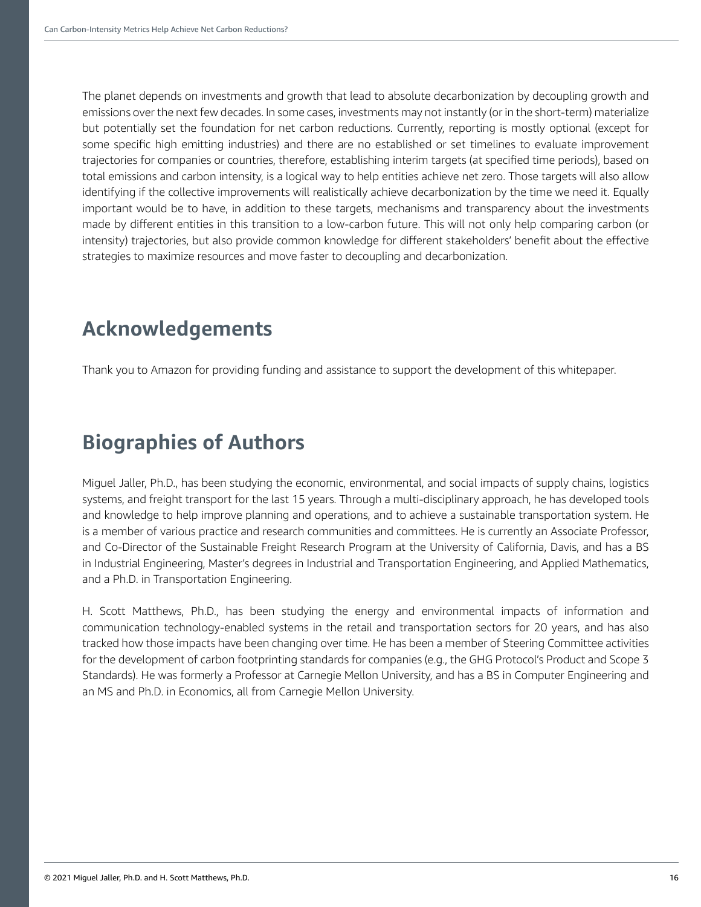The planet depends on investments and growth that lead to absolute decarbonization by decoupling growth and emissions over the next few decades. In some cases, investments may not instantly (or in the short-term) materialize but potentially set the foundation for net carbon reductions. Currently, reporting is mostly optional (except for some specific high emitting industries) and there are no established or set timelines to evaluate improvement trajectories for companies or countries, therefore, establishing interim targets (at specified time periods), based on total emissions and carbon intensity, is a logical way to help entities achieve net zero. Those targets will also allow identifying if the collective improvements will realistically achieve decarbonization by the time we need it. Equally important would be to have, in addition to these targets, mechanisms and transparency about the investments made by different entities in this transition to a low-carbon future. This will not only help comparing carbon (or intensity) trajectories, but also provide common knowledge for different stakeholders' benefit about the effective strategies to maximize resources and move faster to decoupling and decarbonization.

## Acknowledgements

Thank you to Amazon for providing funding and assistance to support the development of this whitepaper.

## Biographies of Authors

Miguel Jaller, Ph.D., has been studying the economic, environmental, and social impacts of supply chains, logistics systems, and freight transport for the last 15 years. Through a multi-disciplinary approach, he has developed tools and knowledge to help improve planning and operations, and to achieve a sustainable transportation system. He is a member of various practice and research communities and committees. He is currently an Associate Professor, and Co-Director of the Sustainable Freight Research Program at the University of California, Davis, and has a BS in Industrial Engineering, Master's degrees in Industrial and Transportation Engineering, and Applied Mathematics, and a Ph.D. in Transportation Engineering.

H. Scott Matthews, Ph.D., has been studying the energy and environmental impacts of information and communication technology-enabled systems in the retail and transportation sectors for 20 years, and has also tracked how those impacts have been changing over time. He has been a member of Steering Committee activities for the development of carbon footprinting standards for companies (e.g., the GHG Protocol's Product and Scope 3 Standards). He was formerly a Professor at Carnegie Mellon University, and has a BS in Computer Engineering and an MS and Ph.D. in Economics, all from Carnegie Mellon University.